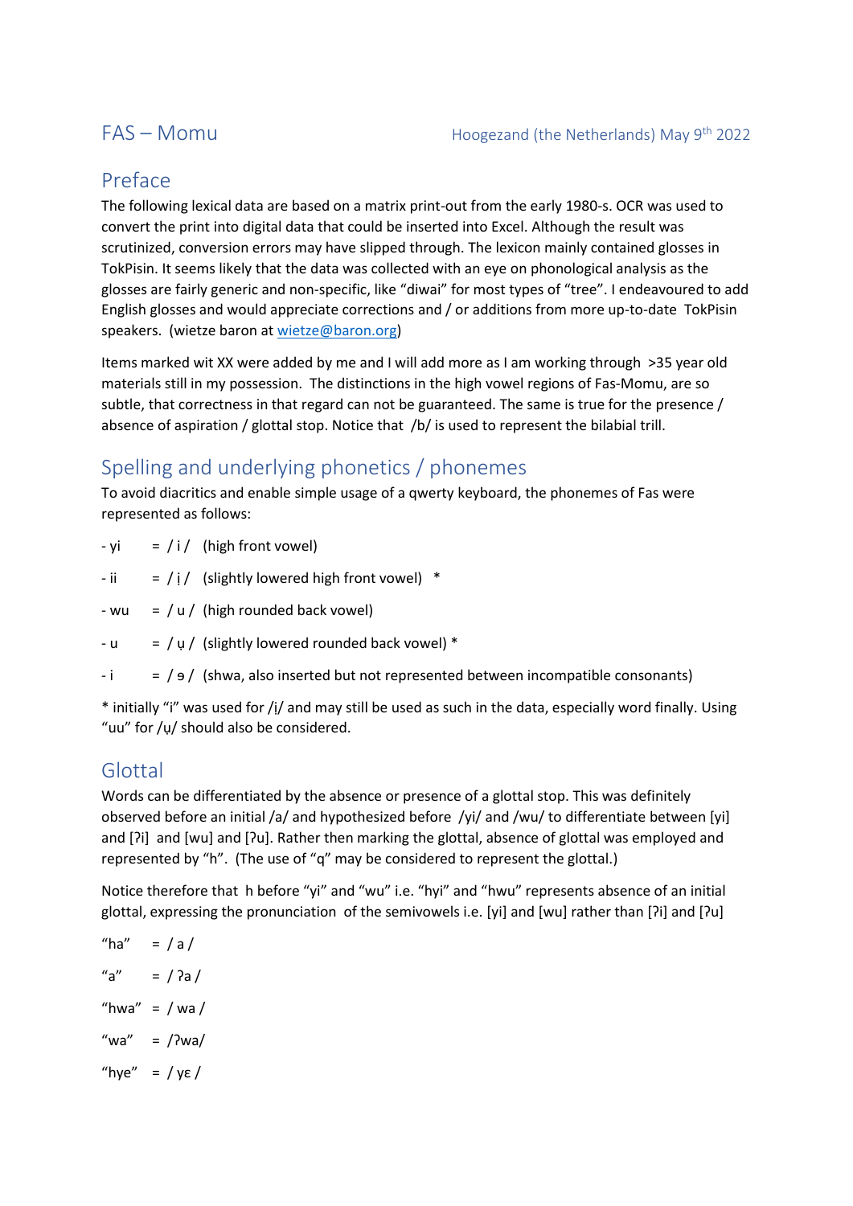# FAS – Momu

Hoogezand (the Netherlands) May 9th 2022

## Preface

The following lexical data are based on a matrix print-out from the early 1980-s. OCR was used to convert the print into digital data that could be inserted into Excel. Although the result was scrutinized, conversion errors may have slipped through. The lexicon mainly contained glosses in TokPisin. It seems likely that the data was collected with an eye on phonological analysis as the glosses are fairly generic and non-specific, like "diwai" for most types of "tree". I endeavoured to add English glosses and would appreciate corrections and / or additions from more up-to-date TokPisin speakers. (wietze baron at wietze@baron.org)

Items marked wit XX were added by me and I will add more as I am working through >35 year old materials still in my possession. The distinctions in the high vowel regions of Fas-Momu, are so subtle, that correctness in that regard can not be guaranteed. The same is true for the presence / absence of aspiration / glottal stop. Notice that /b/ is used to represent the bilabial trill.

## Spelling and underlying phonetics / phonemes

To avoid diacritics and enable simple usage of a qwerty keyboard, the phonemes of Fas were represented as follows:

- yi = / i / (high front vowel)
- ii = / i̞ / (slightly lowered high front vowel) *
- wu = / u / (high rounded back vowel)
- u = / u̞ / (slightly lowered rounded back vowel) *
- i = / ɘ / (shwa, also inserted but not represented between incompatible consonants)

* initially "i" was used for /i̞/ and may still be used as such in the data, especially word finally. Using "uu" for /u̞/ should also be considered.

## Glottal

Words can be differentiated by the absence or presence of a glottal stop. This was definitely observed before an initial /a/ and hypothesized before /yi/ and /wu/ to differentiate between [yi] and [ʔi] and [wu] and [ʔu]. Rather then marking the glottal, absence of glottal was employed and represented by "h". (The use of "q" may be considered to represent the glottal.)

Notice therefore that h before "yi" and "wu" i.e. "hyi" and "hwu" represents absence of an initial glottal, expressing the pronunciation of the semivowels i.e. [yi] and [wu] rather than [ʔi] and [ʔu]

"ha" = / a /

"a" = / ʔa /

"hwa" = / wa /

"wa" = /ʔwa/

"hye" = / yɛ /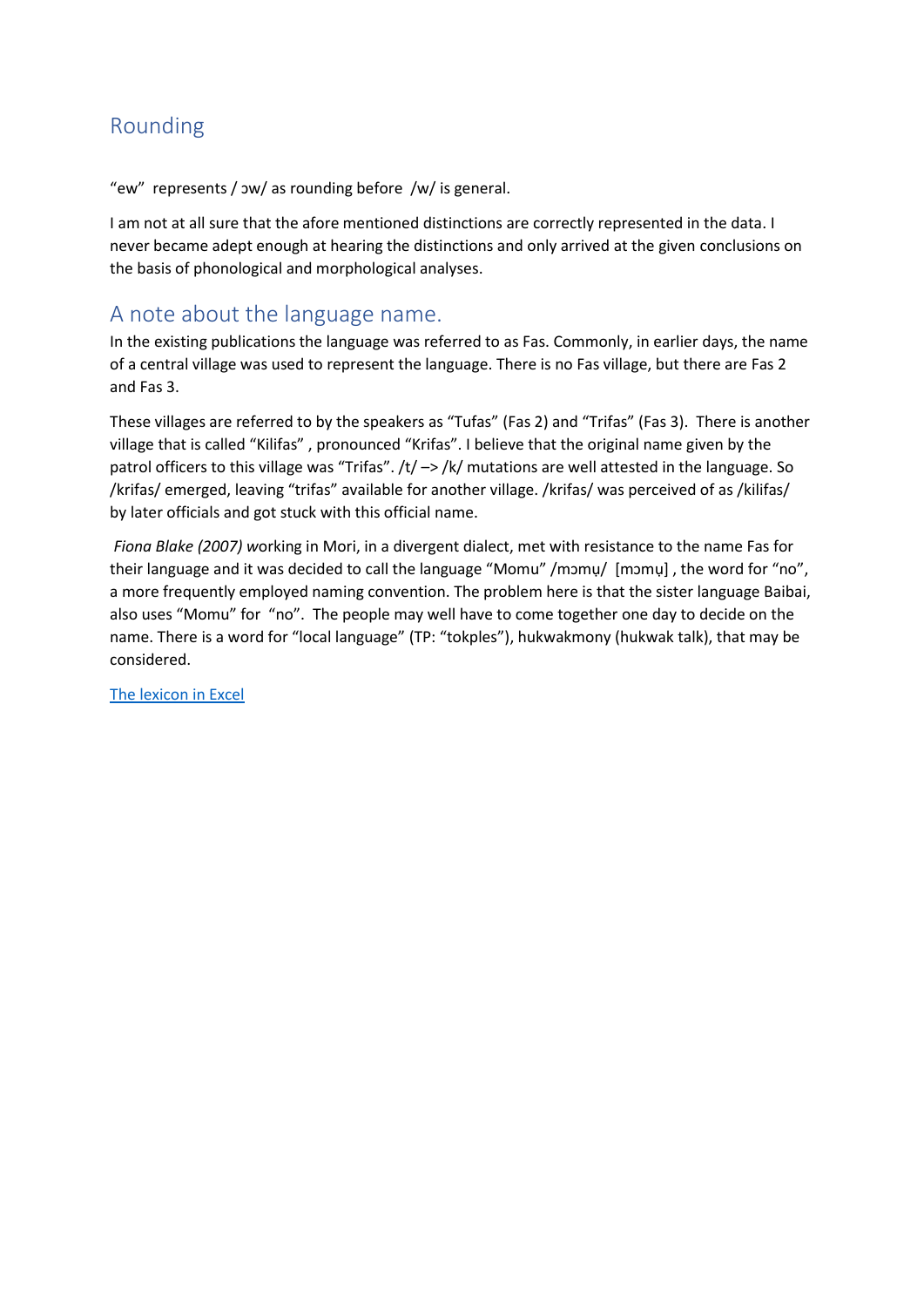## Rounding

"ew" represents / ɔw/ as rounding before /w/ is general.

I am not at all sure that the afore mentioned distinctions are correctly represented in the data. I never became adept enough at hearing the distinctions and only arrived at the given conclusions on the basis of phonological and morphological analyses.

## A note about the language name.

In the existing publications the language was referred to as Fas. Commonly, in earlier days, the name of a central village was used to represent the language. There is no Fas village, but there are Fas 2 and Fas 3.

These villages are referred to by the speakers as "Tufas" (Fas 2) and "Trifas" (Fas 3). There is another village that is called "Kilifas" , pronounced "Krifas". I believe that the original name given by the patrol officers to this village was "Trifas". /t/ –> /k/ mutations are well attested in the language. So /krifas/ emerged, leaving "trifas" available for another village. /krifas/ was perceived of as /kilifas/ by later officials and got stuck with this official name.

*Fiona Blake (2007) w*orking in Mori, in a divergent dialect, met with resistance to the name Fas for their language and it was decided to call the language "Momu" /mɔmų/ [mɔmų] , the word for "no", a more frequently employed naming convention. The problem here is that the sister language Baibai, also uses "Momu" for "no". The people may well have to come together one day to decide on the name. There is a word for "local language" (TP: "tokples"), hukwakmony (hukwak talk), that may be considered.

The lexicon in Excel